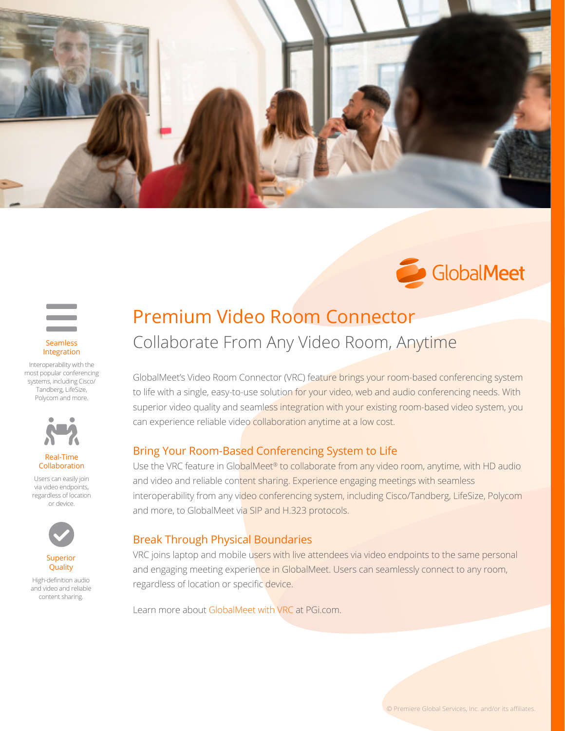GlobalMeet

# Premium Video Room Connector

## Collaborate From Any Video Room, Anytime

GlobalMeet's Video Room Connector (VRC) feature brings your room-based conferencing system to life with a single, easy-to-use solution for your video, web and audio conferencing needs. With superior video quality and seamless integration with your existing room-based video system, you can experience reliable video collaboration anytime at a low cost.

### Bring Your Room-Based Conferencing System to Life

Use the VRC feature in GlobalMeet® to collaborate from any video room, anytime, with HD audio and video and reliable content sharing. Experience engaging meetings with seamless interoperability from any video conferencing system, including Cisco/Tandberg, LifeSize, Polycom and more, to GlobalMeet via SIP and H.323 protocols.

### Break Through Physical Boundaries

VRC joins laptop and mobile users with live attendees via video endpoints to the same personal and engaging meeting experience in GlobalMeet. Users can seamlessly connect to any room, regardless of location or specific device.

Learn more about GlobalMeet with VRC at PGi.com.

**Seamless Integration**

Interoperability with the most popular conferencing systems, including Cisco/Tandberg, LifeSize, Polycom and more.

**Real-Time Collaboration**

Users can easily join via video endpoints, regardless of location or device.

**Superior Quality**

High-definition audio and video and reliable content sharing.

© Premiere Global Services, Inc. and/or its affiliates.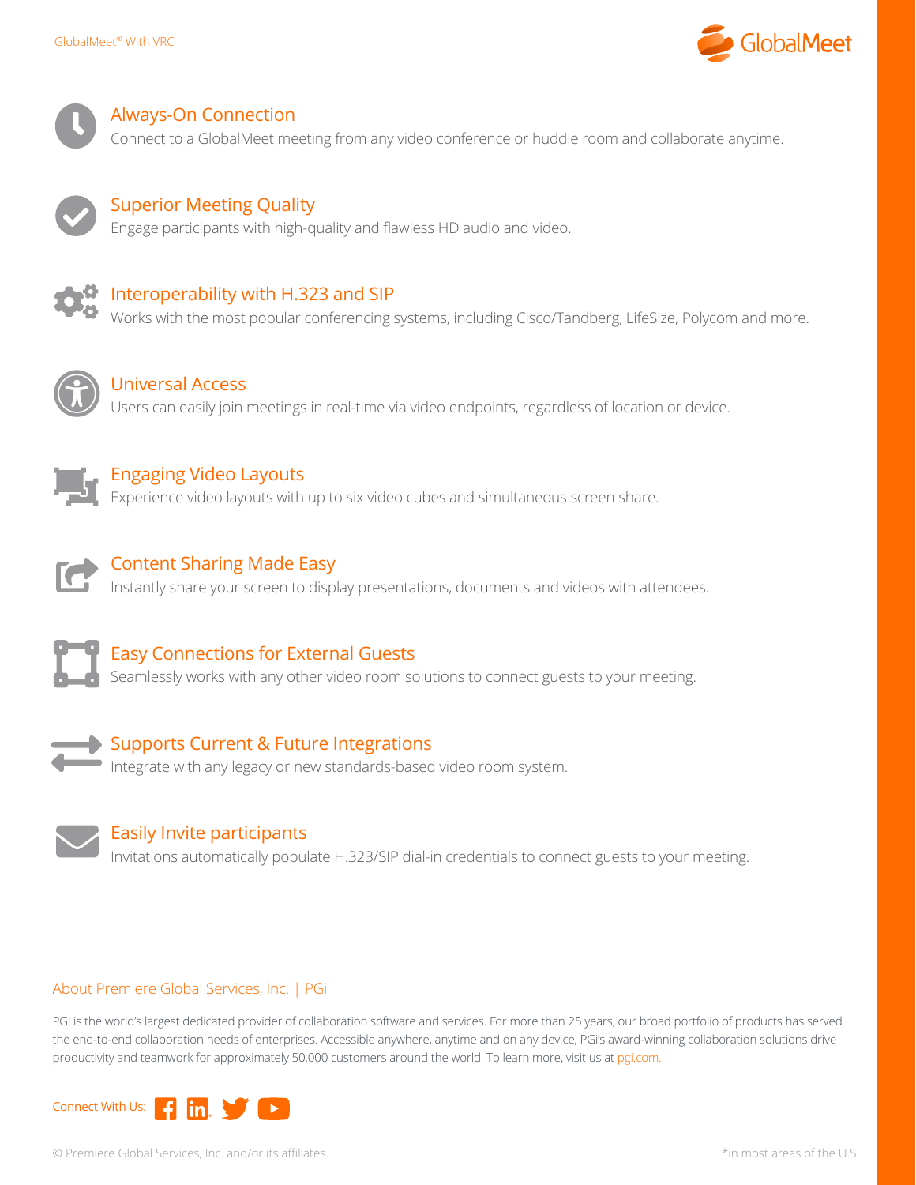### Always-On Connection

Connect to a GlobalMeet meeting from any video conference or huddle room and collaborate anytime.

### Superior Meeting Quality

Engage participants with high-quality and flawless HD audio and video.

### Interoperability with H.323 and SIP

Works with the most popular conferencing systems, including Cisco/Tandberg, LifeSize, Polycom and more.

### Universal Access

Users can easily join meetings in real-time via video endpoints, regardless of location or device.

### Engaging Video Layouts

Experience video layouts with up to six video cubes and simultaneous screen share.

### Content Sharing Made Easy

Instantly share your screen to display presentations, documents and videos with attendees.

### Easy Connections for External Guests

Seamlessly works with any other video room solutions to connect guests to your meeting.

### Supports Current & Future Integrations

Integrate with any legacy or new standards-based video room system.

### Easily Invite participants

Invitations automatically populate H.323/SIP dial-in credentials to connect guests to your meeting.

## About Premiere Global Services, Inc. | PGi

PGi is the world's largest dedicated provider of collaboration software and services. For more than 25 years, our broad portfolio of products has served the end-to-end collaboration needs of enterprises. Accessible anywhere, anytime and on any device, PGi's award-winning collaboration solutions drive productivity and teamwork for approximately 50,000 customers around the world. To learn more, visit us at pgi.com.

Connect With Us:

© Premiere Global Services, Inc. and/or its affiliates.

*in most areas of the U.S.